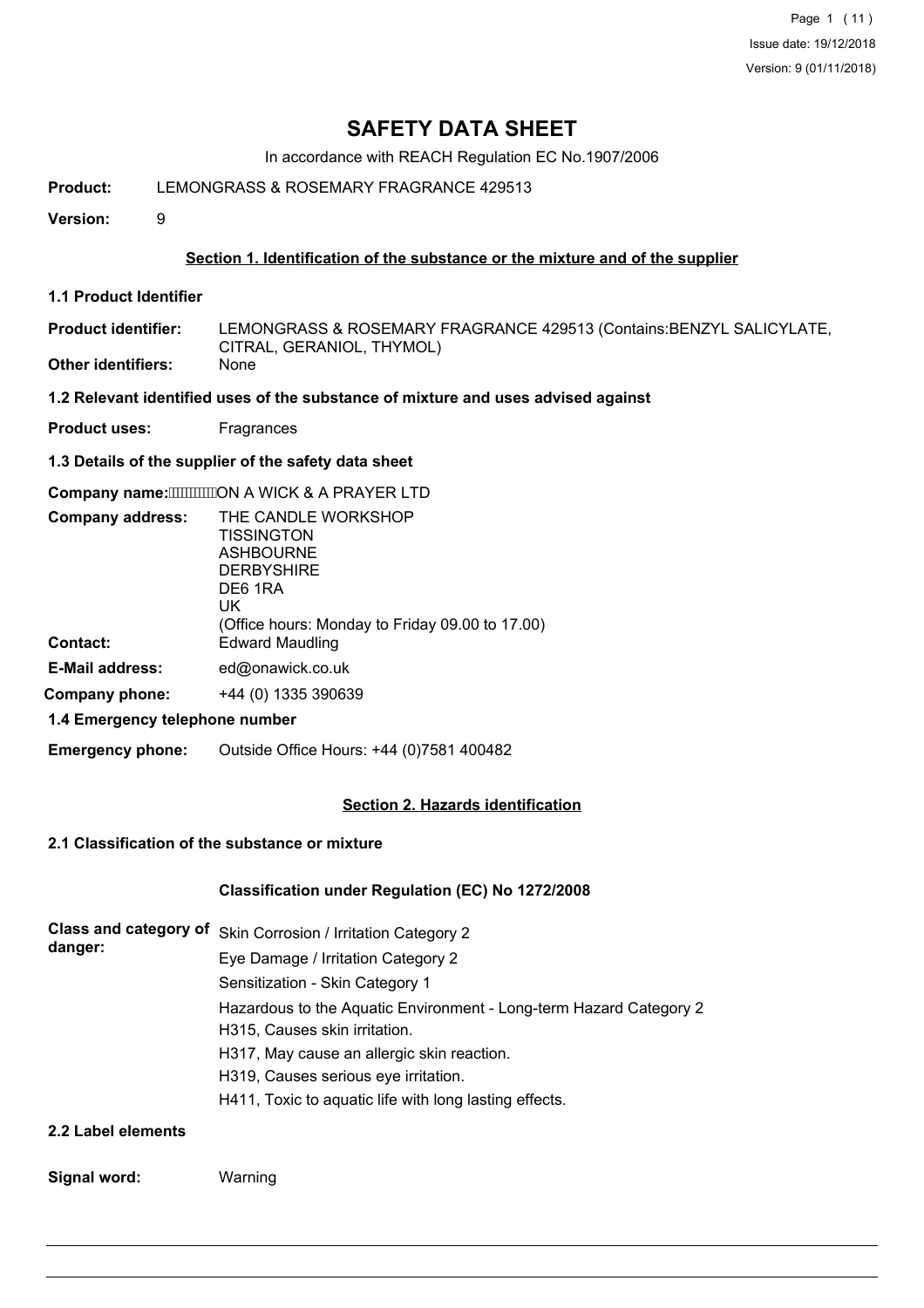# SAFETY DATA SHEET

In accordance with REACH Regulation EC No.1907/2006

**Product:** LEMONGRASS & ROSEMARY FRAGRANCE 429513

**Version:** 9

## Section 1. Identification of the substance or the mixture and of the supplier

### 1.1 Product Identifier

**Product identifier:** LEMONGRASS & ROSEMARY FRAGRANCE 429513 (Contains:BENZYL SALICYLATE, CITRAL, GERANIOL, THYMOL)

**Other identifiers:** None

### 1.2 Relevant identified uses of the substance of mixture and uses advised against

**Product uses:** Fragrances

### 1.3 Details of the supplier of the safety data sheet

**Company name:** ON A WICK & A PRAYER LTD

**Company address:** THE CANDLE WORKSHOP
TISSINGTON
ASHBOURNE
DERBYSHIRE
DE6 1RA
UK
(Office hours: Monday to Friday 09.00 to 17.00)

**Contact:** Edward Maudling

**E-Mail address:** ed@onawick.co.uk

**Company phone:** +44 (0) 1335 390639

### 1.4 Emergency telephone number

**Emergency phone:** Outside Office Hours: +44 (0)7581 400482

## Section 2. Hazards identification

### 2.1 Classification of the substance or mixture

**Classification under Regulation (EC) No 1272/2008**

**Class and category of danger:**
Skin Corrosion / Irritation Category 2
Eye Damage / Irritation Category 2
Sensitization - Skin Category 1
Hazardous to the Aquatic Environment - Long-term Hazard Category 2
H315, Causes skin irritation.
H317, May cause an allergic skin reaction.
H319, Causes serious eye irritation.
H411, Toxic to aquatic life with long lasting effects.

### 2.2 Label elements

**Signal word:** Warning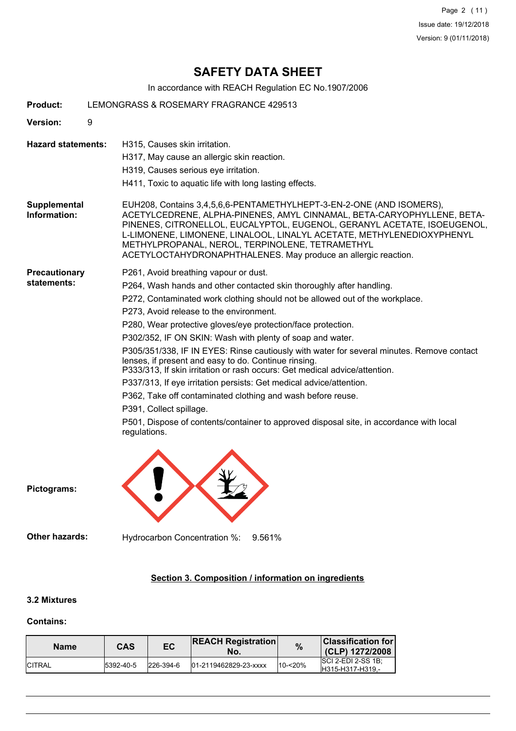# SAFETY DATA SHEET

In accordance with REACH Regulation EC No.1907/2006

**Product:** LEMONGRASS & ROSEMARY FRAGRANCE 429513

**Version:** 9

**Hazard statements:**

H315, Causes skin irritation.

H317, May cause an allergic skin reaction.

H319, Causes serious eye irritation.

H411, Toxic to aquatic life with long lasting effects.

**Supplemental Information:**

EUH208, Contains 3,4,5,6,6-PENTAMETHYLHEPT-3-EN-2-ONE (AND ISOMERS), ACETYLCEDRENE, ALPHA-PINENES, AMYL CINNAMAL, BETA-CARYOPHYLLENE, BETA-PINENES, CITRONELLOL, EUCALYPTOL, EUGENOL, GERANYL ACETATE, ISOEUGENOL, L-LIMONENE, LIMONENE, LINALOOL, LINALYL ACETATE, METHYLENEDIOXYPHENYL METHYLPROPANAL, NEROL, TERPINOLENE, TETRAMETHYL ACETYLOCTAHYDRONAPHTHALENES. May produce an allergic reaction.

**Precautionary statements:**

P261, Avoid breathing vapour or dust.

P264, Wash hands and other contacted skin thoroughly after handling.

P272, Contaminated work clothing should not be allowed out of the workplace.

P273, Avoid release to the environment.

P280, Wear protective gloves/eye protection/face protection.

P302/352, IF ON SKIN: Wash with plenty of soap and water.

P305/351/338, IF IN EYES: Rinse cautiously with water for several minutes. Remove contact lenses, if present and easy to do. Continue rinsing.
P333/313, If skin irritation or rash occurs: Get medical advice/attention.

P337/313, If eye irritation persists: Get medical advice/attention.

P362, Take off contaminated clothing and wash before reuse.

P391, Collect spillage.

P501, Dispose of contents/container to approved disposal site, in accordance with local regulations.

**Pictograms:**

**Other hazards:** Hydrocarbon Concentration %: 9.561%

## Section 3. Composition / information on ingredients

### 3.2 Mixtures

**Contains:**

| Name | CAS | EC | REACH Registration No. | % | Classification for (CLP) 1272/2008 |
|---|---|---|---|---|---|
| CITRAL | 5392-40-5 | 226-394-6 | 01-2119462829-23-xxxx | 10-<20% | SCI 2-EDI 2-SS 1B;<br>H315-H317-H319,- |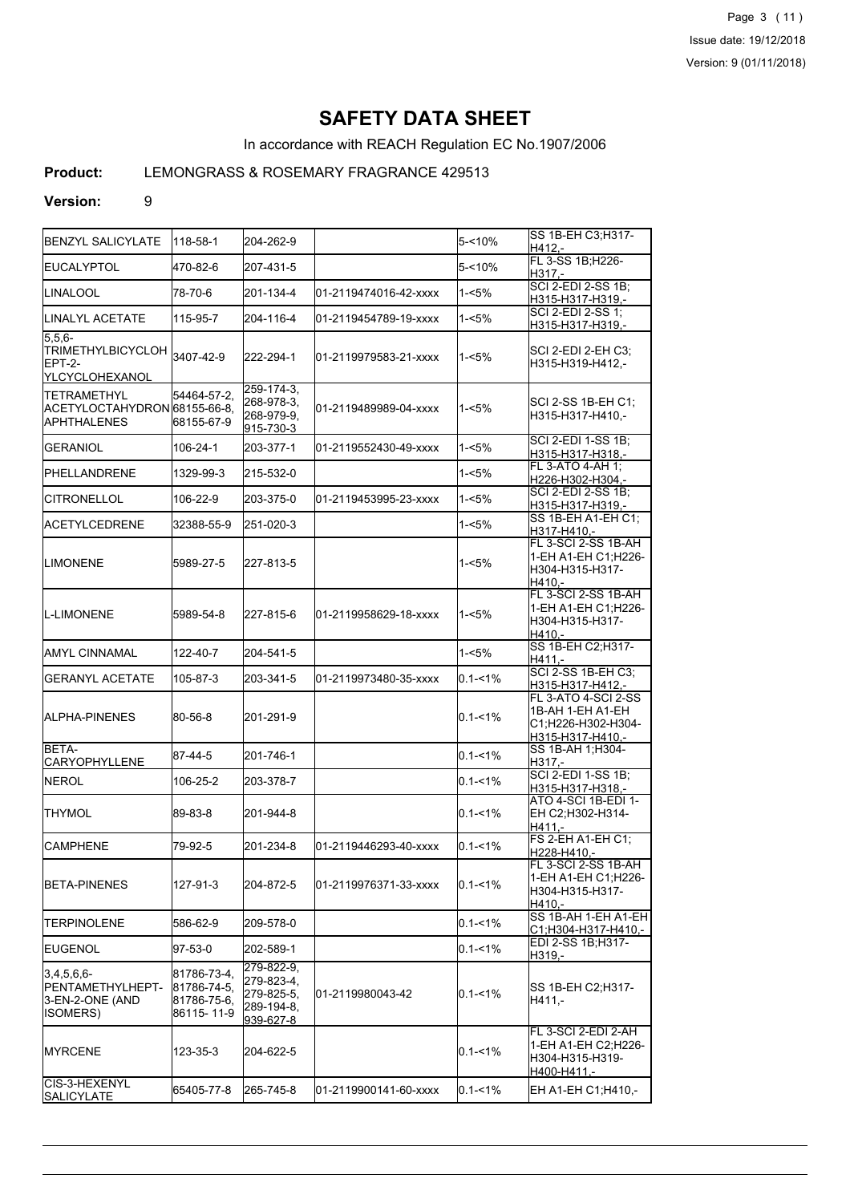# SAFETY DATA SHEET

In accordance with REACH Regulation EC No.1907/2006

**Product:** LEMONGRASS & ROSEMARY FRAGRANCE 429513

**Version:** 9

| | | | | | |
|---|---|---|---|---|---|
| BENZYL SALICYLATE | 118-58-1 | 204-262-9 | | 5-<10% | SS 1B-EH C3;H317-H412,- |
| EUCALYPTOL | 470-82-6 | 207-431-5 | | 5-<10% | FL 3-SS 1B;H226-H317,- |
| LINALOOL | 78-70-6 | 201-134-4 | 01-2119474016-42-xxxx | 1-<5% | SCI 2-EDI 2-SS 1B;H315-H317-H319,- |
| LINALYL ACETATE | 115-95-7 | 204-116-4 | 01-2119454789-19-xxxx | 1-<5% | SCI 2-EDI 2-SS 1;H315-H317-H319,- |
| 5,5,6-TRIMETHYLBICYCLOHEPT-2-YLCYCLOHEXANOL | 3407-42-9 | 222-294-1 | 01-2119979583-21-xxxx | 1-<5% | SCI 2-EDI 2-EH C3;H315-H319-H412,- |
| TETRAMETHYL ACETYLOCTAHYDRONAPHTHALENES | 54464-57-2, 68155-66-8, 68155-67-9 | 259-174-3, 268-978-3, 268-979-9, 915-730-3 | 01-2119489989-04-xxxx | 1-<5% | SCI 2-SS 1B-EH C1;H315-H317-H410,- |
| GERANIOL | 106-24-1 | 203-377-1 | 01-2119552430-49-xxxx | 1-<5% | SCI 2-EDI 1-SS 1B;H315-H317-H318,- |
| PHELLANDRENE | 1329-99-3 | 215-532-0 | | 1-<5% | FL 3-ATO 4-AH 1;H226-H302-H304,- |
| CITRONELLOL | 106-22-9 | 203-375-0 | 01-2119453995-23-xxxx | 1-<5% | SCI 2-EDI 2-SS 1B;H315-H317-H319,- |
| ACETYLCEDRENE | 32388-55-9 | 251-020-3 | | 1-<5% | SS 1B-EH A1-EH C1;H317-H410,- |
| LIMONENE | 5989-27-5 | 227-813-5 | | 1-<5% | FL 3-SCI 2-SS 1B-AH 1-EH A1-EH C1;H226-H304-H315-H317-H410,- |
| L-LIMONENE | 5989-54-8 | 227-815-6 | 01-2119958629-18-xxxx | 1-<5% | FL 3-SCI 2-SS 1B-AH 1-EH A1-EH C1;H226-H304-H315-H317-H410,- |
| AMYL CINNAMAL | 122-40-7 | 204-541-5 | | 1-<5% | SS 1B-EH C2;H317-H411,- |
| GERANYL ACETATE | 105-87-3 | 203-341-5 | 01-2119973480-35-xxxx | 0.1-<1% | SCI 2-SS 1B-EH C3;H315-H317-H412,- |
| ALPHA-PINENES | 80-56-8 | 201-291-9 | | 0.1-<1% | FL 3-ATO 4-SCI 2-SS 1B-AH 1-EH A1-EH C1;H226-H302-H304-H315-H317-H410,- |
| BETA-CARYOPHYLLENE | 87-44-5 | 201-746-1 | | 0.1-<1% | SS 1B-AH 1;H304-H317,- |
| NEROL | 106-25-2 | 203-378-7 | | 0.1-<1% | SCI 2-EDI 1-SS 1B;H315-H317-H318,- |
| THYMOL | 89-83-8 | 201-944-8 | | 0.1-<1% | ATO 4-SCI 1B-EDI 1-EH C2;H302-H314-H411,- |
| CAMPHENE | 79-92-5 | 201-234-8 | 01-2119446293-40-xxxx | 0.1-<1% | FS 2-EH A1-EH C1;H228-H410,- |
| BETA-PINENES | 127-91-3 | 204-872-5 | 01-2119976371-33-xxxx | 0.1-<1% | FL 3-SCI 2-SS 1B-AH 1-EH A1-EH C1;H226-H304-H315-H317-H410,- |
| TERPINOLENE | 586-62-9 | 209-578-0 | | 0.1-<1% | SS 1B-AH 1-EH A1-EH C1;H304-H317-H410,- |
| EUGENOL | 97-53-0 | 202-589-1 | | 0.1-<1% | EDI 2-SS 1B;H317-H319,- |
| 3,4,5,6,6-PENTAMETHYLHEPT-3-EN-2-ONE (AND ISOMERS) | 81786-73-4, 81786-74-5, 81786-75-6, 86115-11-9 | 279-822-9, 279-823-4, 279-825-5, 289-194-8, 939-627-8 | 01-2119980043-42 | 0.1-<1% | SS 1B-EH C2;H317-H411,- |
| MYRCENE | 123-35-3 | 204-622-5 | | 0.1-<1% | FL 3-SCI 2-EDI 2-AH 1-EH A1-EH C2;H226-H304-H315-H319-H400-H411,- |
| CIS-3-HEXENYL SALICYLATE | 65405-77-8 | 265-745-8 | 01-2119900141-60-xxxx | 0.1-<1% | EH A1-EH C1;H410,- |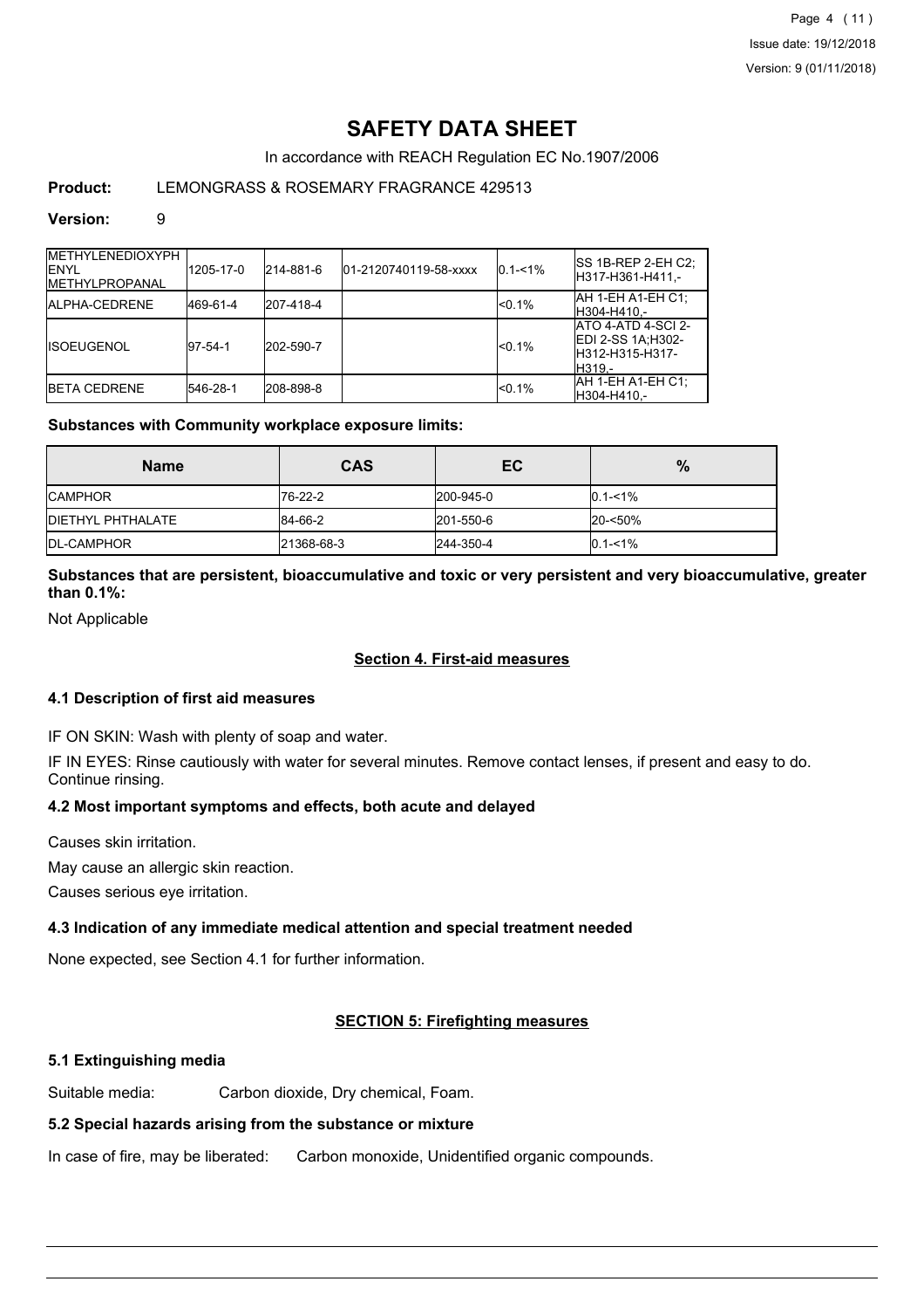# SAFETY DATA SHEET

In accordance with REACH Regulation EC No.1907/2006

**Product:** LEMONGRASS & ROSEMARY FRAGRANCE 429513

**Version:** 9

| | | | | | |
|---|---|---|---|---|---|
| METHYLENEDIOXYPHENYL METHYLPROPANAL | 1205-17-0 | 214-881-6 | 01-2120740119-58-xxxx | 0.1-<1% | SS 1B-REP 2-EH C2;H317-H361-H411,- |
| ALPHA-CEDRENE | 469-61-4 | 207-418-4 | | <0.1% | AH 1-EH A1-EH C1;H304-H410,- |
| ISOEUGENOL | 97-54-1 | 202-590-7 | | <0.1% | ATO 4-ATD 4-SCI 2-EDI 2-SS 1A;H302-H312-H315-H317-H319,- |
| BETA CEDRENE | 546-28-1 | 208-898-8 | | <0.1% | AH 1-EH A1-EH C1;H304-H410,- |

**Substances with Community workplace exposure limits:**

| Name | CAS | EC | % |
|---|---|---|---|
| CAMPHOR | 76-22-2 | 200-945-0 | 0.1-<1% |
| DIETHYL PHTHALATE | 84-66-2 | 201-550-6 | 20-<50% |
| DL-CAMPHOR | 21368-68-3 | 244-350-4 | 0.1-<1% |

**Substances that are persistent, bioaccumulative and toxic or very persistent and very bioaccumulative, greater than 0.1%:**

Not Applicable

## Section 4. First-aid measures

### 4.1 Description of first aid measures

IF ON SKIN: Wash with plenty of soap and water.

IF IN EYES: Rinse cautiously with water for several minutes. Remove contact lenses, if present and easy to do. Continue rinsing.

### 4.2 Most important symptoms and effects, both acute and delayed

Causes skin irritation.

May cause an allergic skin reaction.

Causes serious eye irritation.

### 4.3 Indication of any immediate medical attention and special treatment needed

None expected, see Section 4.1 for further information.

## SECTION 5: Firefighting measures

### 5.1 Extinguishing media

Suitable media: Carbon dioxide, Dry chemical, Foam.

### 5.2 Special hazards arising from the substance or mixture

In case of fire, may be liberated: Carbon monoxide, Unidentified organic compounds.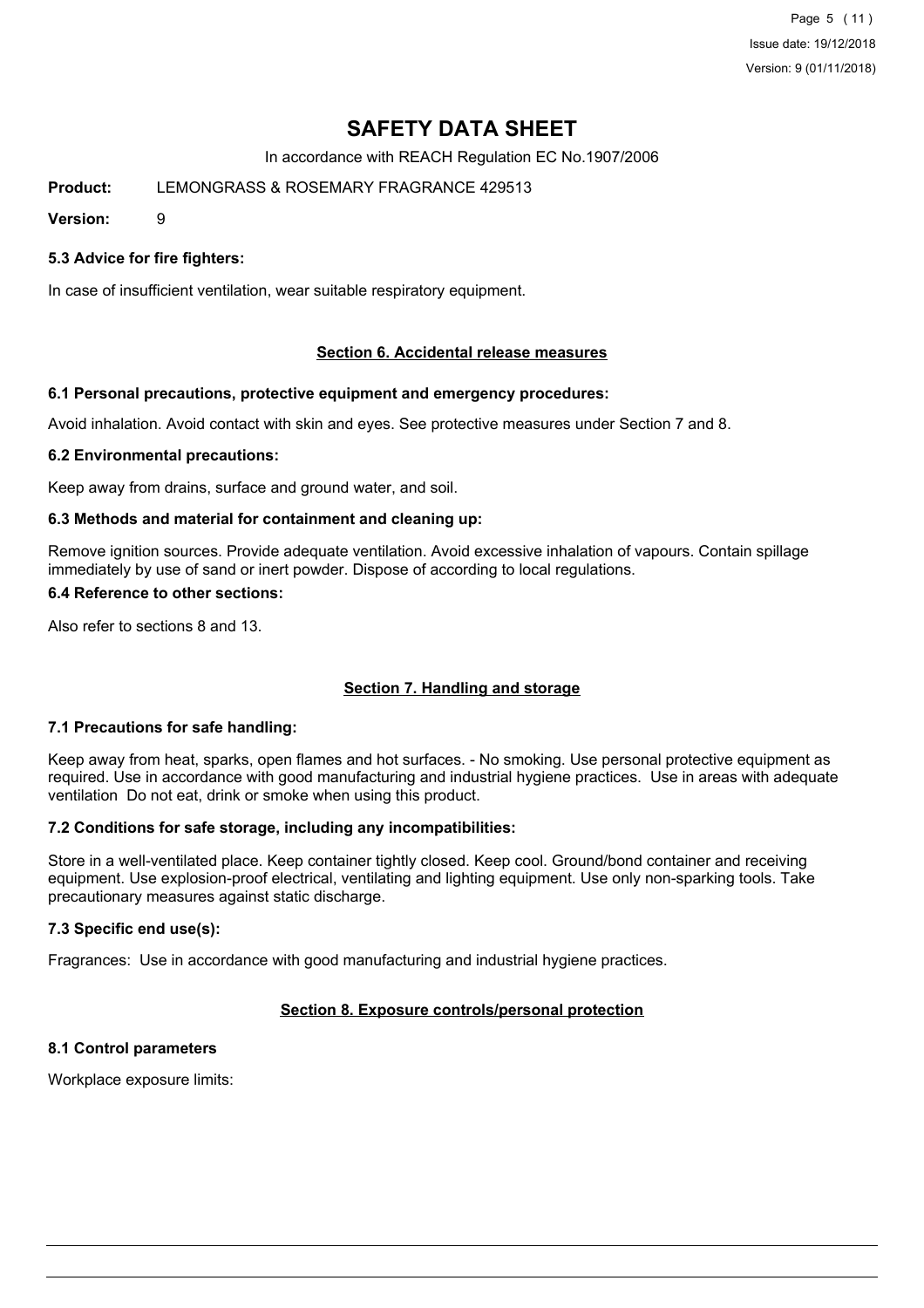### 5.3 Advice for fire fighters:

In case of insufficient ventilation, wear suitable respiratory equipment.

## Section 6. Accidental release measures

### 6.1 Personal precautions, protective equipment and emergency procedures:

Avoid inhalation. Avoid contact with skin and eyes. See protective measures under Section 7 and 8.

### 6.2 Environmental precautions:

Keep away from drains, surface and ground water, and soil.

### 6.3 Methods and material for containment and cleaning up:

Remove ignition sources. Provide adequate ventilation. Avoid excessive inhalation of vapours. Contain spillage immediately by use of sand or inert powder. Dispose of according to local regulations.

### 6.4 Reference to other sections:

Also refer to sections 8 and 13.

## Section 7. Handling and storage

### 7.1 Precautions for safe handling:

Keep away from heat, sparks, open flames and hot surfaces. - No smoking. Use personal protective equipment as required. Use in accordance with good manufacturing and industrial hygiene practices. Use in areas with adequate ventilation Do not eat, drink or smoke when using this product.

### 7.2 Conditions for safe storage, including any incompatibilities:

Store in a well-ventilated place. Keep container tightly closed. Keep cool. Ground/bond container and receiving equipment. Use explosion-proof electrical, ventilating and lighting equipment. Use only non-sparking tools. Take precautionary measures against static discharge.

### 7.3 Specific end use(s):

Fragrances: Use in accordance with good manufacturing and industrial hygiene practices.

## Section 8. Exposure controls/personal protection

### 8.1 Control parameters

Workplace exposure limits: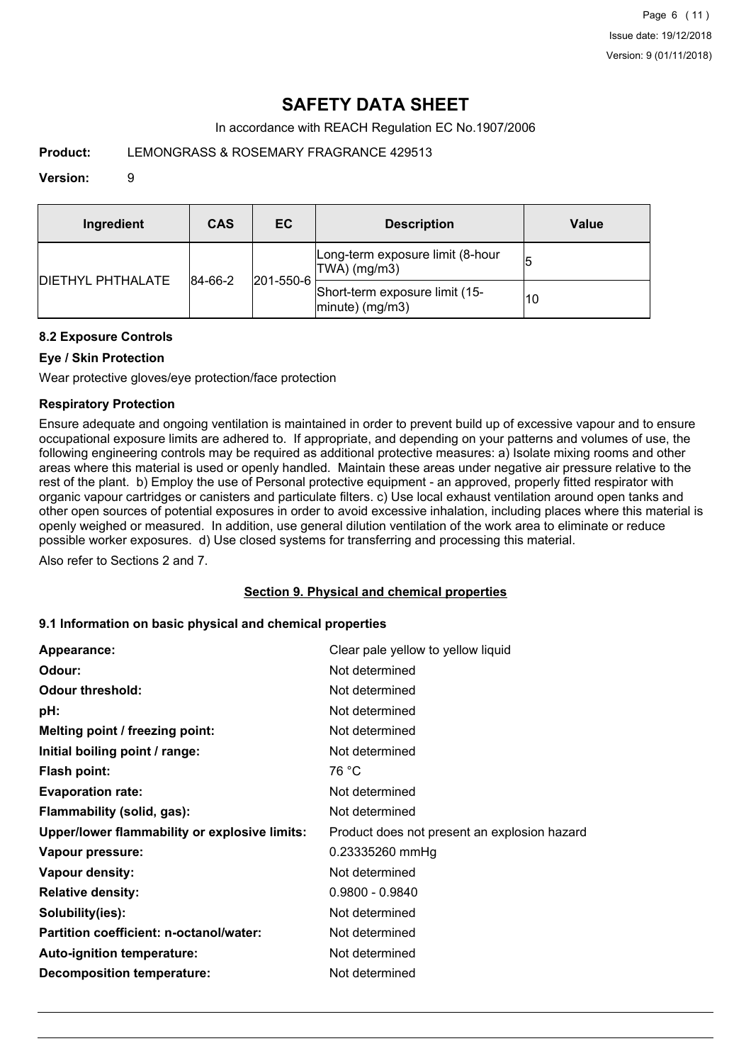# SAFETY DATA SHEET

In accordance with REACH Regulation EC No.1907/2006

**Product:** LEMONGRASS & ROSEMARY FRAGRANCE 429513

**Version:** 9

| Ingredient | CAS | EC | Description | Value |
|---|---|---|---|---|
| DIETHYL PHTHALATE | 84-66-2 | 201-550-6 | Long-term exposure limit (8-hour TWA) (mg/m3) | 5 |
| | | | Short-term exposure limit (15-minute) (mg/m3) | 10 |

### 8.2 Exposure Controls

#### Eye / Skin Protection

Wear protective gloves/eye protection/face protection

#### Respiratory Protection

Ensure adequate and ongoing ventilation is maintained in order to prevent build up of excessive vapour and to ensure occupational exposure limits are adhered to. If appropriate, and depending on your patterns and volumes of use, the following engineering controls may be required as additional protective measures: a) Isolate mixing rooms and other areas where this material is used or openly handled. Maintain these areas under negative air pressure relative to the rest of the plant. b) Employ the use of Personal protective equipment - an approved, properly fitted respirator with organic vapour cartridges or canisters and particulate filters. c) Use local exhaust ventilation around open tanks and other open sources of potential exposures in order to avoid excessive inhalation, including places where this material is openly weighed or measured. In addition, use general dilution ventilation of the work area to eliminate or reduce possible worker exposures. d) Use closed systems for transferring and processing this material.

Also refer to Sections 2 and 7.

## Section 9. Physical and chemical properties

### 9.1 Information on basic physical and chemical properties

**Appearance:** Clear pale yellow to yellow liquid
**Odour:** Not determined
**Odour threshold:** Not determined
**pH:** Not determined
**Melting point / freezing point:** Not determined
**Initial boiling point / range:** Not determined
**Flash point:** 76 °C
**Evaporation rate:** Not determined
**Flammability (solid, gas):** Not determined
**Upper/lower flammability or explosive limits:** Product does not present an explosion hazard
**Vapour pressure:** 0.23335260 mmHg
**Vapour density:** Not determined
**Relative density:** 0.9800 - 0.9840
**Solubility(ies):** Not determined
**Partition coefficient: n-octanol/water:** Not determined
**Auto-ignition temperature:** Not determined
**Decomposition temperature:** Not determined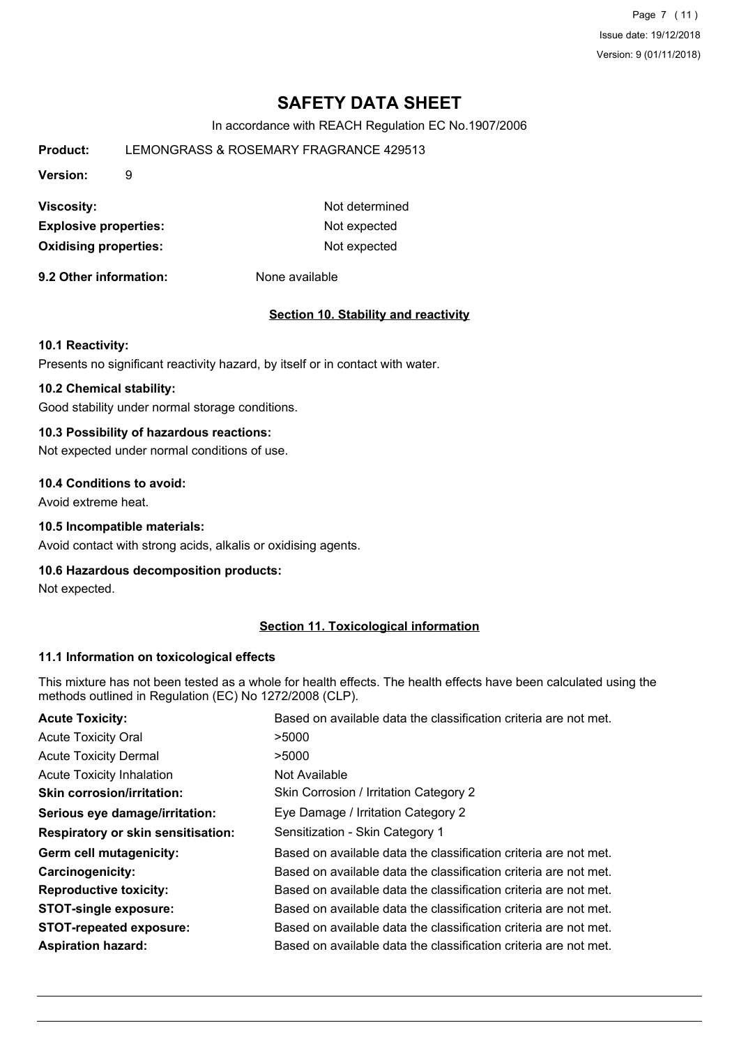# SAFETY DATA SHEET

In accordance with REACH Regulation EC No.1907/2006

**Product:** LEMONGRASS & ROSEMARY FRAGRANCE 429513

**Version:** 9

| | |
|---|---|
| **Viscosity:** | Not determined |
| **Explosive properties:** | Not expected |
| **Oxidising properties:** | Not expected |

**9.2 Other information:** None available

## Section 10. Stability and reactivity

### 10.1 Reactivity:

Presents no significant reactivity hazard, by itself or in contact with water.

### 10.2 Chemical stability:

Good stability under normal storage conditions.

### 10.3 Possibility of hazardous reactions:

Not expected under normal conditions of use.

### 10.4 Conditions to avoid:

Avoid extreme heat.

### 10.5 Incompatible materials:

Avoid contact with strong acids, alkalis or oxidising agents.

### 10.6 Hazardous decomposition products:

Not expected.

## Section 11. Toxicological information

### 11.1 Information on toxicological effects

This mixture has not been tested as a whole for health effects. The health effects have been calculated using the methods outlined in Regulation (EC) No 1272/2008 (CLP).

| | |
|---|---|
| **Acute Toxicity:** | Based on available data the classification criteria are not met. |
| Acute Toxicity Oral | >5000 |
| Acute Toxicity Dermal | >5000 |
| Acute Toxicity Inhalation | Not Available |
| **Skin corrosion/irritation:** | Skin Corrosion / Irritation Category 2 |
| **Serious eye damage/irritation:** | Eye Damage / Irritation Category 2 |
| **Respiratory or skin sensitisation:** | Sensitization - Skin Category 1 |
| **Germ cell mutagenicity:** | Based on available data the classification criteria are not met. |
| **Carcinogenicity:** | Based on available data the classification criteria are not met. |
| **Reproductive toxicity:** | Based on available data the classification criteria are not met. |
| **STOT-single exposure:** | Based on available data the classification criteria are not met. |
| **STOT-repeated exposure:** | Based on available data the classification criteria are not met. |
| **Aspiration hazard:** | Based on available data the classification criteria are not met. |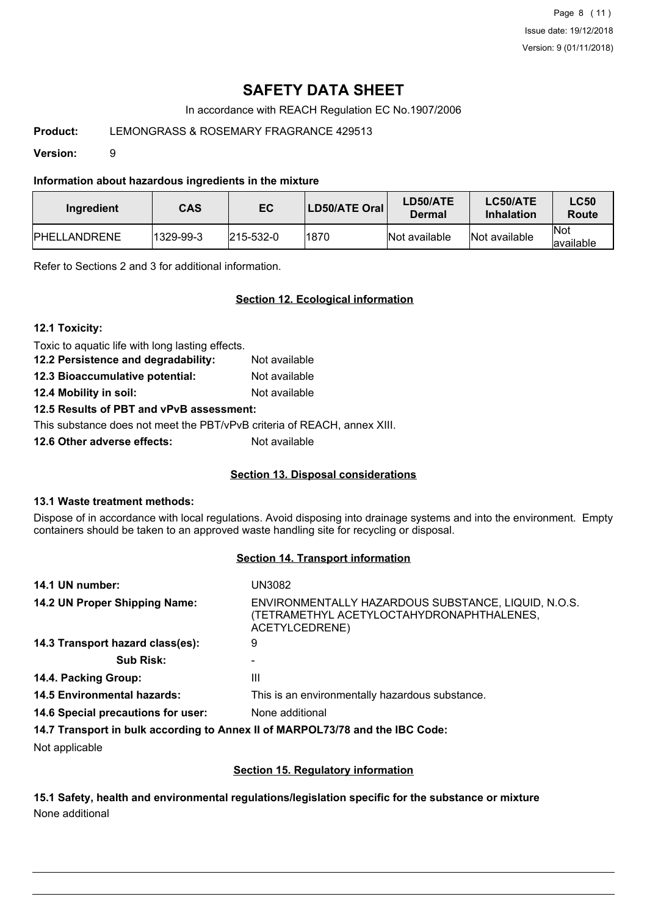# SAFETY DATA SHEET

In accordance with REACH Regulation EC No.1907/2006

**Product:** LEMONGRASS & ROSEMARY FRAGRANCE 429513

**Version:** 9

**Information about hazardous ingredients in the mixture**

| Ingredient | CAS | EC | LD50/ATE Oral | LD50/ATE Dermal | LC50/ATE Inhalation | LC50 Route |
|---|---|---|---|---|---|---|
| PHELLANDRENE | 1329-99-3 | 215-532-0 | 1870 | Not available | Not available | Not available |

Refer to Sections 2 and 3 for additional information.

## Section 12. Ecological information

**12.1 Toxicity:**

Toxic to aquatic life with long lasting effects.

**12.2 Persistence and degradability:** Not available

**12.3 Bioaccumulative potential:** Not available

**12.4 Mobility in soil:** Not available

**12.5 Results of PBT and vPvB assessment:**

This substance does not meet the PBT/vPvB criteria of REACH, annex XIII.

**12.6 Other adverse effects:** Not available

## Section 13. Disposal considerations

**13.1 Waste treatment methods:**

Dispose of in accordance with local regulations. Avoid disposing into drainage systems and into the environment. Empty containers should be taken to an approved waste handling site for recycling or disposal.

## Section 14. Transport information

**14.1 UN number:** UN3082

**14.2 UN Proper Shipping Name:** ENVIRONMENTALLY HAZARDOUS SUBSTANCE, LIQUID, N.O.S. (TETRAMETHYL ACETYLOCTAHYDRONAPHTHALENES, ACETYLCEDRENE)

**14.3 Transport hazard class(es):** 9

**Sub Risk:** -

**14.4. Packing Group:** III

**14.5 Environmental hazards:** This is an environmentally hazardous substance.

**14.6 Special precautions for user:** None additional

**14.7 Transport in bulk according to Annex II of MARPOL73/78 and the IBC Code:**

Not applicable

## Section 15. Regulatory information

**15.1 Safety, health and environmental regulations/legislation specific for the substance or mixture**

None additional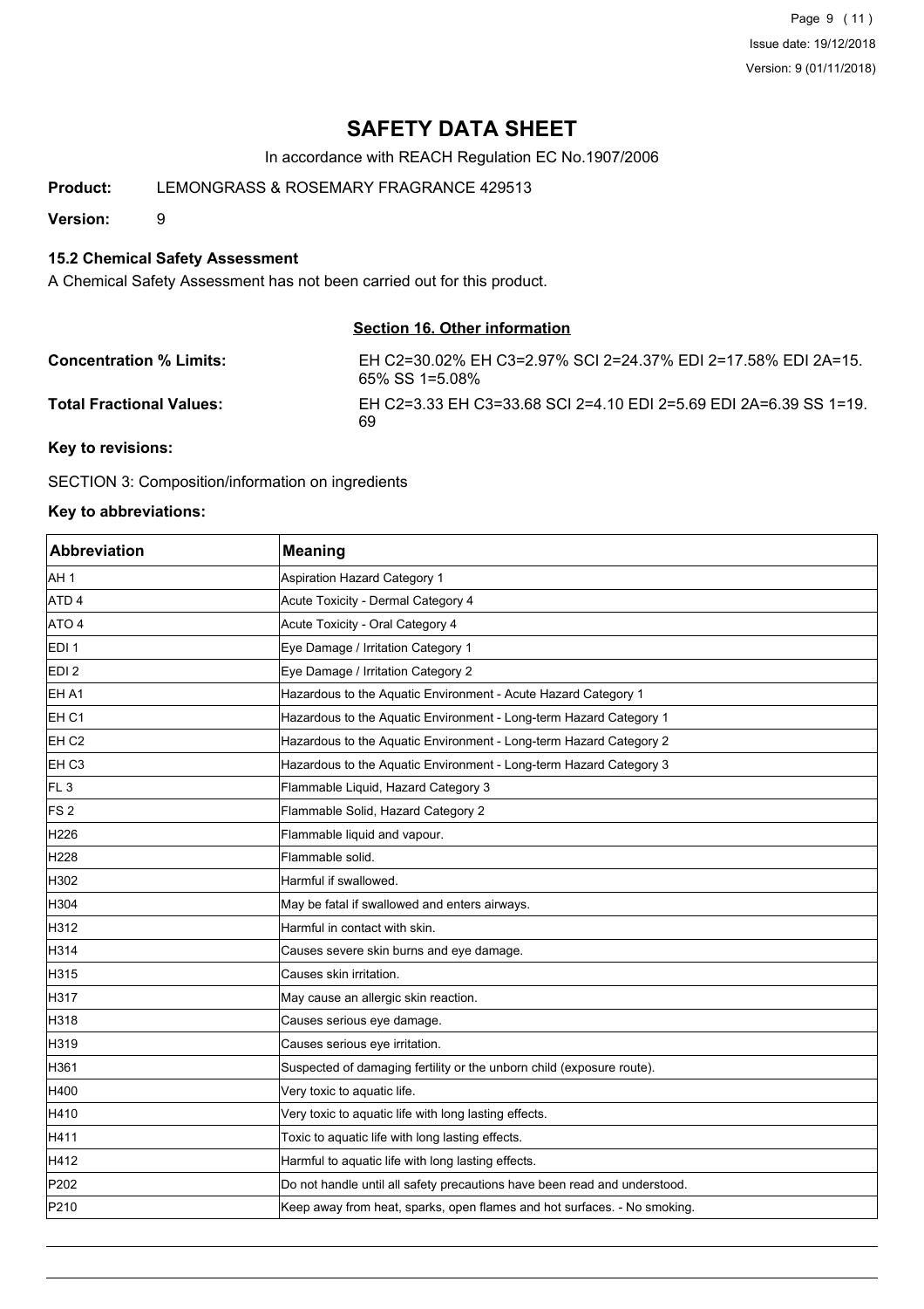# SAFETY DATA SHEET

In accordance with REACH Regulation EC No.1907/2006

**Product:** LEMONGRASS & ROSEMARY FRAGRANCE 429513

**Version:** 9

### 15.2 Chemical Safety Assessment

A Chemical Safety Assessment has not been carried out for this product.

## Section 16. Other information

**Concentration % Limits:** EH C2=30.02% EH C3=2.97% SCI 2=24.37% EDI 2=17.58% EDI 2A=15.65% SS 1=5.08%

**Total Fractional Values:** EH C2=3.33 EH C3=33.68 SCI 2=4.10 EDI 2=5.69 EDI 2A=6.39 SS 1=19.69

**Key to revisions:**

SECTION 3: Composition/information on ingredients

**Key to abbreviations:**

| Abbreviation | Meaning |
|---|---|
| AH 1 | Aspiration Hazard Category 1 |
| ATD 4 | Acute Toxicity - Dermal Category 4 |
| ATO 4 | Acute Toxicity - Oral Category 4 |
| EDI 1 | Eye Damage / Irritation Category 1 |
| EDI 2 | Eye Damage / Irritation Category 2 |
| EH A1 | Hazardous to the Aquatic Environment - Acute Hazard Category 1 |
| EH C1 | Hazardous to the Aquatic Environment - Long-term Hazard Category 1 |
| EH C2 | Hazardous to the Aquatic Environment - Long-term Hazard Category 2 |
| EH C3 | Hazardous to the Aquatic Environment - Long-term Hazard Category 3 |
| FL 3 | Flammable Liquid, Hazard Category 3 |
| FS 2 | Flammable Solid, Hazard Category 2 |
| H226 | Flammable liquid and vapour. |
| H228 | Flammable solid. |
| H302 | Harmful if swallowed. |
| H304 | May be fatal if swallowed and enters airways. |
| H312 | Harmful in contact with skin. |
| H314 | Causes severe skin burns and eye damage. |
| H315 | Causes skin irritation. |
| H317 | May cause an allergic skin reaction. |
| H318 | Causes serious eye damage. |
| H319 | Causes serious eye irritation. |
| H361 | Suspected of damaging fertility or the unborn child (exposure route). |
| H400 | Very toxic to aquatic life. |
| H410 | Very toxic to aquatic life with long lasting effects. |
| H411 | Toxic to aquatic life with long lasting effects. |
| H412 | Harmful to aquatic life with long lasting effects. |
| P202 | Do not handle until all safety precautions have been read and understood. |
| P210 | Keep away from heat, sparks, open flames and hot surfaces. - No smoking. |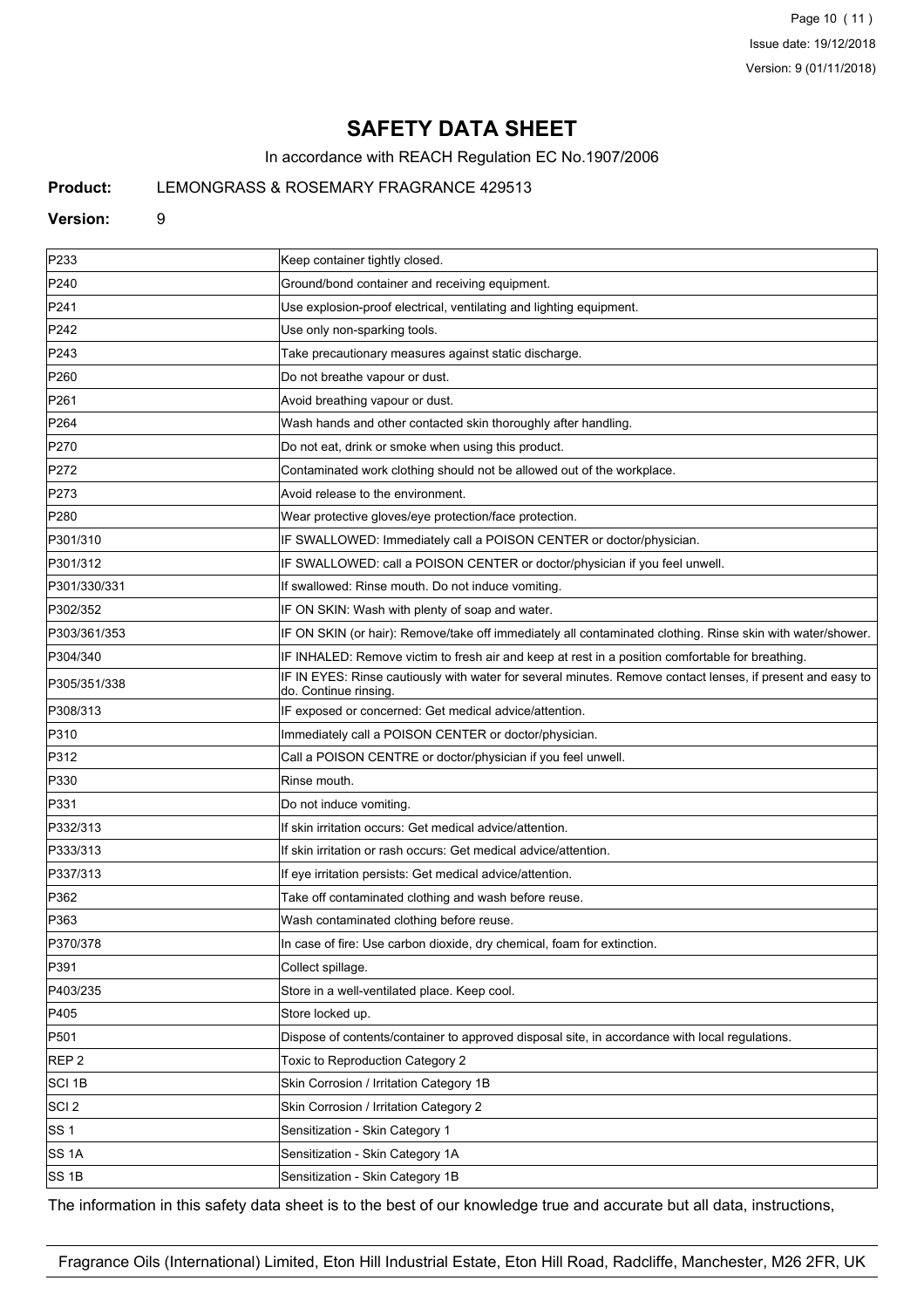# SAFETY DATA SHEET

In accordance with REACH Regulation EC No.1907/2006

**Product:** LEMONGRASS & ROSEMARY FRAGRANCE 429513

**Version:** 9

| | |
|---|---|
| P233 | Keep container tightly closed. |
| P240 | Ground/bond container and receiving equipment. |
| P241 | Use explosion-proof electrical, ventilating and lighting equipment. |
| P242 | Use only non-sparking tools. |
| P243 | Take precautionary measures against static discharge. |
| P260 | Do not breathe vapour or dust. |
| P261 | Avoid breathing vapour or dust. |
| P264 | Wash hands and other contacted skin thoroughly after handling. |
| P270 | Do not eat, drink or smoke when using this product. |
| P272 | Contaminated work clothing should not be allowed out of the workplace. |
| P273 | Avoid release to the environment. |
| P280 | Wear protective gloves/eye protection/face protection. |
| P301/310 | IF SWALLOWED: Immediately call a POISON CENTER or doctor/physician. |
| P301/312 | IF SWALLOWED: call a POISON CENTER or doctor/physician if you feel unwell. |
| P301/330/331 | If swallowed: Rinse mouth. Do not induce vomiting. |
| P302/352 | IF ON SKIN: Wash with plenty of soap and water. |
| P303/361/353 | IF ON SKIN (or hair): Remove/take off immediately all contaminated clothing. Rinse skin with water/shower. |
| P304/340 | IF INHALED: Remove victim to fresh air and keep at rest in a position comfortable for breathing. |
| P305/351/338 | IF IN EYES: Rinse cautiously with water for several minutes. Remove contact lenses, if present and easy to do. Continue rinsing. |
| P308/313 | IF exposed or concerned: Get medical advice/attention. |
| P310 | Immediately call a POISON CENTER or doctor/physician. |
| P312 | Call a POISON CENTRE or doctor/physician if you feel unwell. |
| P330 | Rinse mouth. |
| P331 | Do not induce vomiting. |
| P332/313 | If skin irritation occurs: Get medical advice/attention. |
| P333/313 | If skin irritation or rash occurs: Get medical advice/attention. |
| P337/313 | If eye irritation persists: Get medical advice/attention. |
| P362 | Take off contaminated clothing and wash before reuse. |
| P363 | Wash contaminated clothing before reuse. |
| P370/378 | In case of fire: Use carbon dioxide, dry chemical, foam for extinction. |
| P391 | Collect spillage. |
| P403/235 | Store in a well-ventilated place. Keep cool. |
| P405 | Store locked up. |
| P501 | Dispose of contents/container to approved disposal site, in accordance with local regulations. |
| REP 2 | Toxic to Reproduction Category 2 |
| SCI 1B | Skin Corrosion / Irritation Category 1B |
| SCI 2 | Skin Corrosion / Irritation Category 2 |
| SS 1 | Sensitization - Skin Category 1 |
| SS 1A | Sensitization - Skin Category 1A |
| SS 1B | Sensitization - Skin Category 1B |

The information in this safety data sheet is to the best of our knowledge true and accurate but all data, instructions,

Fragrance Oils (International) Limited, Eton Hill Industrial Estate, Eton Hill Road, Radcliffe, Manchester, M26 2FR, UK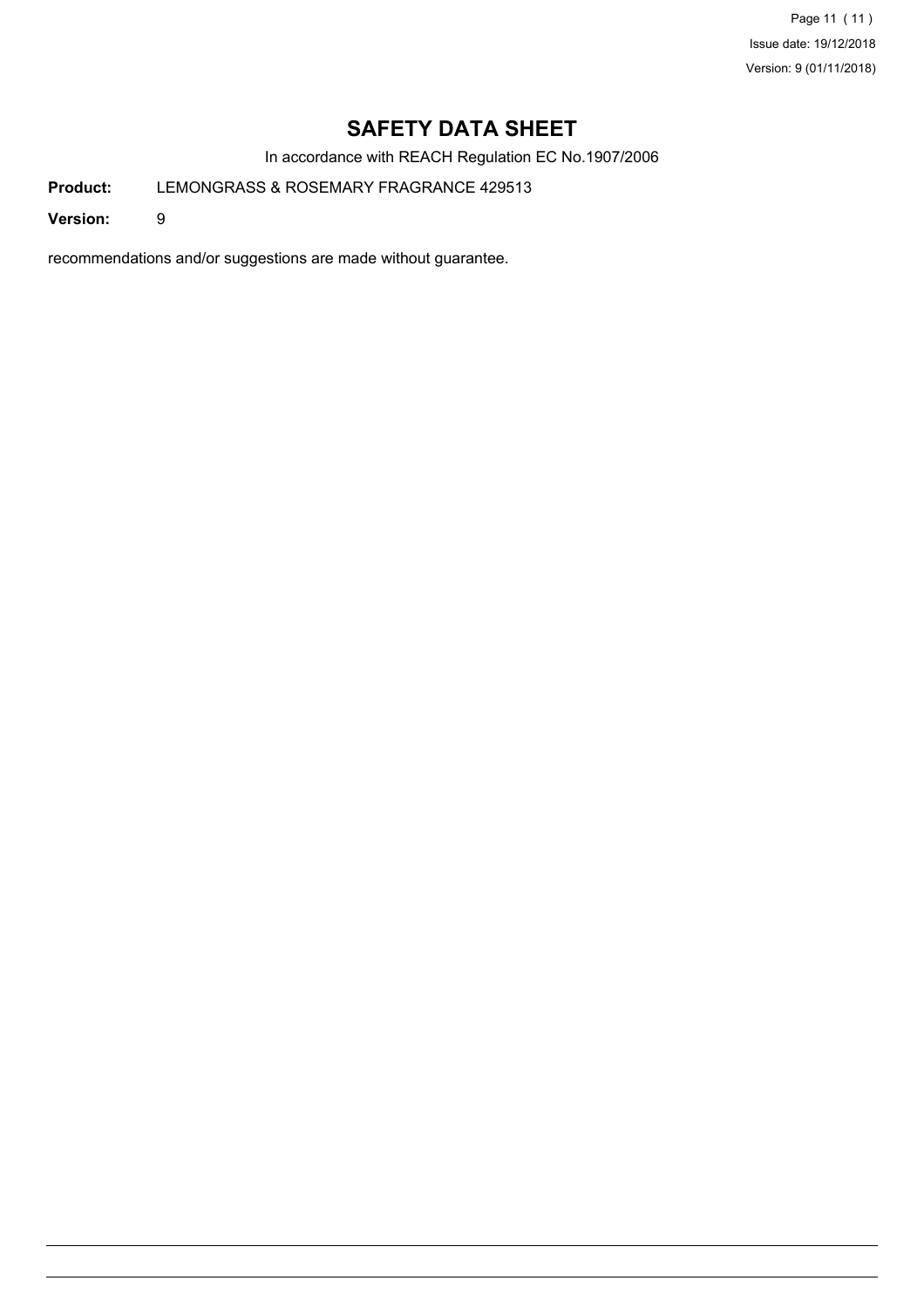recommendations and/or suggestions are made without guarantee.